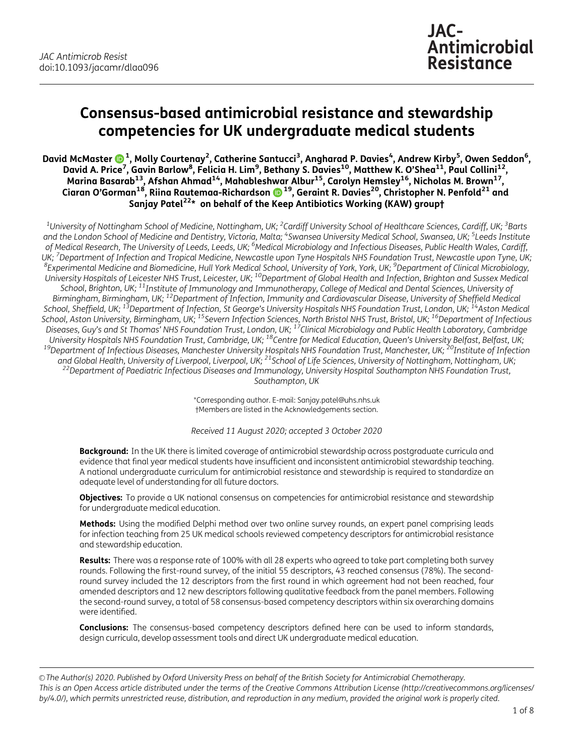# Consensus-based antimicrobial resistance and stewardship competencies for UK undergraduate medical students

**David McMaster[1], Molly Courtenay[2], Catherine Santucci[3], Angharad P. Davies[4], Andrew Kirby[5], Owen Seddon[6], David A. Price[7], Gavin Barlow[8], Felicia H. Lim[9], Bethany S. Davies[10], Matthew K. O'Shea[11], Paul Collini[12], Marina Basarab[13], Afshan Ahmad[14], Mahableshwar Albur[15], Carolyn Hemsley[16], Nicholas M. Brown[17], Ciaran O'Gorman[18], Riina Rautemaa-Richardson[19], Geraint R. Davies[20], Christopher N. Penfold[21] and Sanjay Patel[22]* on behalf of the Keep Antibiotics Working (KAW) group†**

[1]University of Nottingham School of Medicine, Nottingham, UK; [2]Cardiff University School of Healthcare Sciences, Cardiff, UK; [3]Barts and the London School of Medicine and Dentistry, Victoria, Malta; [4]Swansea University Medical School, Swansea, UK; [5]Leeds Institute of Medical Research, The University of Leeds, Leeds, UK; [6]Medical Microbiology and Infectious Diseases, Public Health Wales, Cardiff, UK; [7]Department of Infection and Tropical Medicine, Newcastle upon Tyne Hospitals NHS Foundation Trust, Newcastle upon Tyne, UK; [8]Experimental Medicine and Biomedicine, Hull York Medical School, University of York, York, UK; [9]Department of Clinical Microbiology, University Hospitals of Leicester NHS Trust, Leicester, UK; [10]Department of Global Health and Infection, Brighton and Sussex Medical School, Brighton, UK; [11]Institute of Immunology and Immunotherapy, College of Medical and Dental Sciences, University of Birmingham, Birmingham, UK; [12]Department of Infection, Immunity and Cardiovascular Disease, University of Sheffield Medical School, Sheffield, UK; [13]Department of Infection, St George's University Hospitals NHS Foundation Trust, London, UK; [14]Aston Medical School, Aston University, Birmingham, UK; [15]Severn Infection Sciences, North Bristol NHS Trust, Bristol, UK; [16]Department of Infectious Diseases, Guy's and St Thomas' NHS Foundation Trust, London, UK; [17]Clinical Microbiology and Public Health Laboratory, Cambridge University Hospitals NHS Foundation Trust, Cambridge, UK; [18]Centre for Medical Education, Queen's University Belfast, Belfast, UK; [19]Department of Infectious Diseases, Manchester University Hospitals NHS Foundation Trust, Manchester, UK; [20]Institute of Infection and Global Health, University of Liverpool, Liverpool, UK; [21]School of Life Sciences, University of Nottingham, Nottingham, UK; [22]Department of Paediatric Infectious Diseases and Immunology, University Hospital Southampton NHS Foundation Trust, Southampton, UK

*Corresponding author. E-mail: Sanjay.patel@uhs.nhs.uk
†Members are listed in the Acknowledgements section.

*Received 11 August 2020; accepted 3 October 2020*

**Background:** In the UK there is limited coverage of antimicrobial stewardship across postgraduate curricula and evidence that final year medical students have insufficient and inconsistent antimicrobial stewardship teaching. A national undergraduate curriculum for antimicrobial resistance and stewardship is required to standardize an adequate level of understanding for all future doctors.

**Objectives:** To provide a UK national consensus on competencies for antimicrobial resistance and stewardship for undergraduate medical education.

**Methods:** Using the modified Delphi method over two online survey rounds, an expert panel comprising leads for infection teaching from 25 UK medical schools reviewed competency descriptors for antimicrobial resistance and stewardship education.

**Results:** There was a response rate of 100% with all 28 experts who agreed to take part completing both survey rounds. Following the first-round survey, of the initial 55 descriptors, 43 reached consensus (78%). The second-round survey included the 12 descriptors from the first round in which agreement had not been reached, four amended descriptors and 12 new descriptors following qualitative feedback from the panel members. Following the second-round survey, a total of 58 consensus-based competency descriptors within six overarching domains were identified.

**Conclusions:** The consensus-based competency descriptors defined here can be used to inform standards, design curricula, develop assessment tools and direct UK undergraduate medical education.

© The Author(s) 2020. Published by Oxford University Press on behalf of the British Society for Antimicrobial Chemotherapy. This is an Open Access article distributed under the terms of the Creative Commons Attribution License (http://creativecommons.org/licenses/by/4.0/), which permits unrestricted reuse, distribution, and reproduction in any medium, provided the original work is properly cited.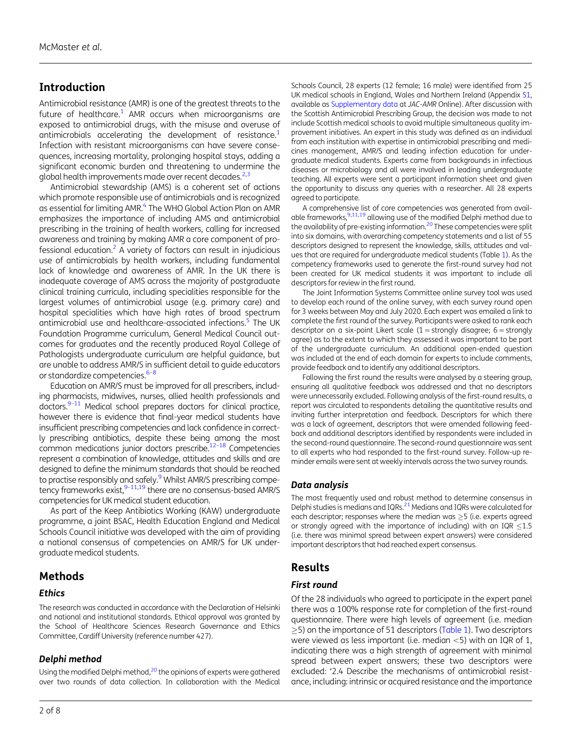## Introduction

Antimicrobial resistance (AMR) is one of the greatest threats to the future of healthcare.[1] AMR occurs when microorganisms are exposed to antimicrobial drugs, with the misuse and overuse of antimicrobials accelerating the development of resistance.[1] Infection with resistant microorganisms can have severe consequences, increasing mortality, prolonging hospital stays, adding a significant economic burden and threatening to undermine the global health improvements made over recent decades.[2,3]

Antimicrobial stewardship (AMS) is a coherent set of actions which promote responsible use of antimicrobials and is recognized as essential for limiting AMR.[4] The WHO Global Action Plan on AMR emphasizes the importance of including AMS and antimicrobial prescribing in the training of health workers, calling for increased awareness and training by making AMR a core component of professional education.[2] A variety of factors can result in injudicious use of antimicrobials by health workers, including fundamental lack of knowledge and awareness of AMR. In the UK there is inadequate coverage of AMS across the majority of postgraduate clinical training curricula, including specialities responsible for the largest volumes of antimicrobial usage (e.g. primary care) and hospital specialities which have high rates of broad spectrum antimicrobial use and healthcare-associated infections.[5] The UK Foundation Programme curriculum, General Medical Council outcomes for graduates and the recently produced Royal College of Pathologists undergraduate curriculum are helpful guidance, but are unable to address AMR/S in sufficient detail to guide educators or standardize competencies.[6–8]

Education on AMR/S must be improved for all prescribers, including pharmacists, midwives, nurses, allied health professionals and doctors.[9–11] Medical school prepares doctors for clinical practice, however there is evidence that final-year medical students have insufficient prescribing competencies and lack confidence in correctly prescribing antibiotics, despite these being among the most common medications junior doctors prescribe.[12–18] Competencies represent a combination of knowledge, attitudes and skills and are designed to define the minimum standards that should be reached to practise responsibly and safely.[9] Whilst AMR/S prescribing competency frameworks exist,[9–11,19] there are no consensus-based AMR/S competencies for UK medical student education.

As part of the Keep Antibiotics Working (KAW) undergraduate programme, a joint BSAC, Health Education England and Medical Schools Council initiative was developed with the aim of providing a national consensus of competencies on AMR/S for UK undergraduate medical students.

## Methods

### Ethics

The research was conducted in accordance with the Declaration of Helsinki and national and institutional standards. Ethical approval was granted by the School of Healthcare Sciences Research Governance and Ethics Committee, Cardiff University (reference number 427).

### Delphi method

Using the modified Delphi method,[20] the opinions of experts were gathered over two rounds of data collection. In collaboration with the Medical Schools Council, 28 experts (12 female; 16 male) were identified from 25 UK medical schools in England, Wales and Northern Ireland (Appendix S1, available as Supplementary data at *JAC-AMR* Online). After discussion with the Scottish Antimicrobial Prescribing Group, the decision was made to not include Scottish medical schools to avoid multiple simultaneous quality improvement initiatives. An expert in this study was defined as an individual from each institution with expertise in antimicrobial prescribing and medicines management, AMR/S and leading infection education for undergraduate medical students. Experts came from backgrounds in infectious diseases or microbiology and all were involved in leading undergraduate teaching. All experts were sent a participant information sheet and given the opportunity to discuss any queries with a researcher. All 28 experts agreed to participate.

A comprehensive list of core competencies was generated from available frameworks,[9,11,19] allowing use of the modified Delphi method due to the availability of pre-existing information.[20] These competencies were split into six domains, with overarching competency statements and a list of 55 descriptors designed to represent the knowledge, skills, attitudes and values that are required for undergraduate medical students (Table 1). As the competency frameworks used to generate the first-round survey had not been created for UK medical students it was important to include all descriptors for review in the first round.

The Joint Information Systems Committee online survey tool was used to develop each round of the online survey, with each survey round open for 3 weeks between May and July 2020. Each expert was emailed a link to complete the first round of the survey. Participants were asked to rank each descriptor on a six-point Likert scale (1 = strongly disagree; 6 = strongly agree) as to the extent to which they assessed it was important to be part of the undergraduate curriculum. An additional open-ended question was included at the end of each domain for experts to include comments, provide feedback and to identify any additional descriptors.

Following the first round the results were analysed by a steering group, ensuring all qualitative feedback was addressed and that no descriptors were unnecessarily excluded. Following analysis of the first-round results, a report was circulated to respondents detailing the quantitative results and inviting further interpretation and feedback. Descriptors for which there was a lack of agreement, descriptors that were amended following feedback and additional descriptors identified by respondents were included in the second-round questionnaire. The second-round questionnaire was sent to all experts who had responded to the first-round survey. Follow-up reminder emails were sent at weekly intervals across the two survey rounds.

### Data analysis

The most frequently used and robust method to determine consensus in Delphi studies is medians and IQRs.[21] Medians and IQRs were calculated for each descriptor; responses where the median was $\geq$5 (i.e. experts agreed or strongly agreed with the importance of including) with an IQR $\leq$1.5 (i.e. there was minimal spread between expert answers) were considered important descriptors that had reached expert consensus.

## Results

### First round

Of the 28 individuals who agreed to participate in the expert panel there was a 100% response rate for completion of the first-round questionnaire. There were high levels of agreement (i.e. median $\geq$5) on the importance of 51 descriptors (Table 1). Two descriptors were viewed as less important (i.e. median <5) with an IQR of 1, indicating there was a high strength of agreement with minimal spread between expert answers; these two descriptors were excluded: '2.4 Describe the mechanisms of antimicrobial resistance, including: intrinsic or acquired resistance and the importance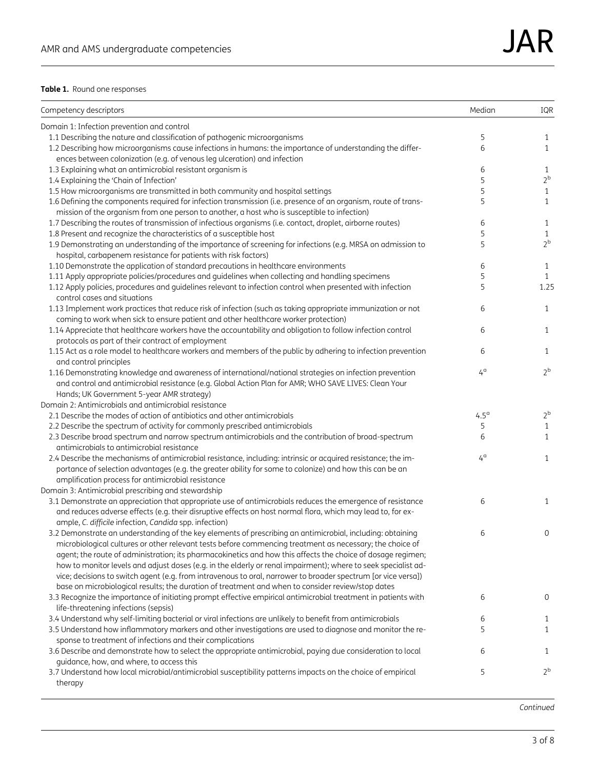**Table 1.** Round one responses

| Competency descriptors | Median | IQR |
|---|---|---|
| Domain 1: Infection prevention and control | | |
| 1.1 Describing the nature and classification of pathogenic microorganisms | 5 | 1 |
| 1.2 Describing how microorganisms cause infections in humans: the importance of understanding the differences between colonization (e.g. of venous leg ulceration) and infection | 6 | 1 |
| 1.3 Explaining what an antimicrobial resistant organism is | 6 | 1 |
| 1.4 Explaining the 'Chain of Infection' | 5 | 2[b] |
| 1.5 How microorganisms are transmitted in both community and hospital settings | 5 | 1 |
| 1.6 Defining the components required for infection transmission (i.e. presence of an organism, route of transmission of the organism from one person to another, a host who is susceptible to infection) | 5 | 1 |
| 1.7 Describing the routes of transmission of infectious organisms (i.e. contact, droplet, airborne routes) | 6 | 1 |
| 1.8 Present and recognize the characteristics of a susceptible host | 5 | 1 |
| 1.9 Demonstrating an understanding of the importance of screening for infections (e.g. MRSA on admission to hospital, carbapenem resistance for patients with risk factors) | 5 | 2[b] |
| 1.10 Demonstrate the application of standard precautions in healthcare environments | 6 | 1 |
| 1.11 Apply appropriate policies/procedures and guidelines when collecting and handling specimens | 5 | 1 |
| 1.12 Apply policies, procedures and guidelines relevant to infection control when presented with infection control cases and situations | 5 | 1.25 |
| 1.13 Implement work practices that reduce risk of infection (such as taking appropriate immunization or not coming to work when sick to ensure patient and other healthcare worker protection) | 6 | 1 |
| 1.14 Appreciate that healthcare workers have the accountability and obligation to follow infection control protocols as part of their contract of employment | 6 | 1 |
| 1.15 Act as a role model to healthcare workers and members of the public by adhering to infection prevention and control principles | 6 | 1 |
| 1.16 Demonstrating knowledge and awareness of international/national strategies on infection prevention and control and antimicrobial resistance (e.g. Global Action Plan for AMR; WHO SAVE LIVES: Clean Your Hands; UK Government 5-year AMR strategy) | 4[a] | 2[b] |
| Domain 2: Antimicrobials and antimicrobial resistance | | |
| 2.1 Describe the modes of action of antibiotics and other antimicrobials | 4.5[a] | 2[b] |
| 2.2 Describe the spectrum of activity for commonly prescribed antimicrobials | 5 | 1 |
| 2.3 Describe broad spectrum and narrow spectrum antimicrobials and the contribution of broad-spectrum antimicrobials to antimicrobial resistance | 6 | 1 |
| 2.4 Describe the mechanisms of antimicrobial resistance, including: intrinsic or acquired resistance; the importance of selection advantages (e.g. the greater ability for some to colonize) and how this can be an amplification process for antimicrobial resistance | 4[a] | 1 |
| Domain 3: Antimicrobial prescribing and stewardship | | |
| 3.1 Demonstrate an appreciation that appropriate use of antimicrobials reduces the emergence of resistance and reduces adverse effects (e.g. their disruptive effects on host normal flora, which may lead to, for example, *C. difficile* infection, *Candida* spp. infection) | 6 | 1 |
| 3.2 Demonstrate an understanding of the key elements of prescribing an antimicrobial, including: obtaining microbiological cultures or other relevant tests before commencing treatment as necessary; the choice of agent; the route of administration; its pharmacokinetics and how this affects the choice of dosage regimen; how to monitor levels and adjust doses (e.g. in the elderly or renal impairment); where to seek specialist advice; decisions to switch agent (e.g. from intravenous to oral, narrower to broader spectrum [or vice versa]) base on microbiological results; the duration of treatment and when to consider review/stop dates | 6 | 0 |
| 3.3 Recognize the importance of initiating prompt effective empirical antimicrobial treatment in patients with life-threatening infections (sepsis) | 6 | 0 |
| 3.4 Understand why self-limiting bacterial or viral infections are unlikely to benefit from antimicrobials | 6 | 1 |
| 3.5 Understand how inflammatory markers and other investigations are used to diagnose and monitor the response to treatment of infections and their complications | 5 | 1 |
| 3.6 Describe and demonstrate how to select the appropriate antimicrobial, paying due consideration to local guidance, how, and where, to access this | 6 | 1 |
| 3.7 Understand how local microbial/antimicrobial susceptibility patterns impacts on the choice of empirical therapy | 5 | 2[b] |

*Continued*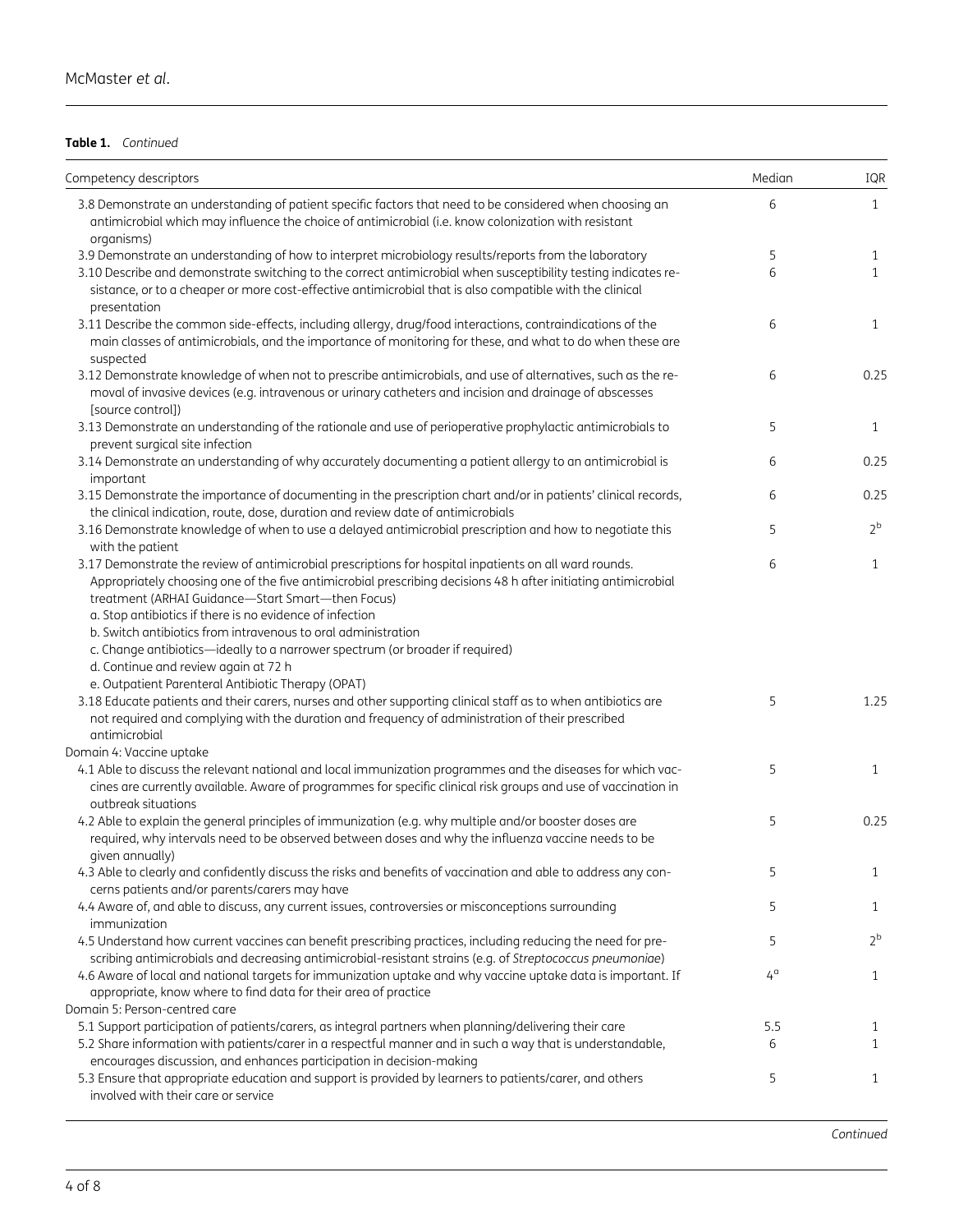**Table 1.** *Continued*

| Competency descriptors | Median | IQR |
|---|---|---|
| 3.8 Demonstrate an understanding of patient specific factors that need to be considered when choosing an antimicrobial which may influence the choice of antimicrobial (i.e. know colonization with resistant organisms) | 6 | 1 |
| 3.9 Demonstrate an understanding of how to interpret microbiology results/reports from the laboratory | 5 | 1 |
| 3.10 Describe and demonstrate switching to the correct antimicrobial when susceptibility testing indicates resistance, or to a cheaper or more cost-effective antimicrobial that is also compatible with the clinical presentation | 6 | 1 |
| 3.11 Describe the common side-effects, including allergy, drug/food interactions, contraindications of the main classes of antimicrobials, and the importance of monitoring for these, and what to do when these are suspected | 6 | 1 |
| 3.12 Demonstrate knowledge of when not to prescribe antimicrobials, and use of alternatives, such as the removal of invasive devices (e.g. intravenous or urinary catheters and incision and drainage of abscesses [source control]) | 6 | 0.25 |
| 3.13 Demonstrate an understanding of the rationale and use of perioperative prophylactic antimicrobials to prevent surgical site infection | 5 | 1 |
| 3.14 Demonstrate an understanding of why accurately documenting a patient allergy to an antimicrobial is important | 6 | 0.25 |
| 3.15 Demonstrate the importance of documenting in the prescription chart and/or in patients' clinical records, the clinical indication, route, dose, duration and review date of antimicrobials | 6 | 0.25 |
| 3.16 Demonstrate knowledge of when to use a delayed antimicrobial prescription and how to negotiate this with the patient | 5 | 2[b] |
| 3.17 Demonstrate the review of antimicrobial prescriptions for hospital inpatients on all ward rounds. Appropriately choosing one of the five antimicrobial prescribing decisions 48 h after initiating antimicrobial treatment (ARHAI Guidance—Start Smart—then Focus)<br>a. Stop antibiotics if there is no evidence of infection<br>b. Switch antibiotics from intravenous to oral administration<br>c. Change antibiotics—ideally to a narrower spectrum (or broader if required)<br>d. Continue and review again at 72 h<br>e. Outpatient Parenteral Antibiotic Therapy (OPAT) | 6 | 1 |
| 3.18 Educate patients and their carers, nurses and other supporting clinical staff as to when antibiotics are not required and complying with the duration and frequency of administration of their prescribed antimicrobial | 5 | 1.25 |
| Domain 4: Vaccine uptake | | |
| 4.1 Able to discuss the relevant national and local immunization programmes and the diseases for which vaccines are currently available. Aware of programmes for specific clinical risk groups and use of vaccination in outbreak situations | 5 | 1 |
| 4.2 Able to explain the general principles of immunization (e.g. why multiple and/or booster doses are required, why intervals need to be observed between doses and why the influenza vaccine needs to be given annually) | 5 | 0.25 |
| 4.3 Able to clearly and confidently discuss the risks and benefits of vaccination and able to address any concerns patients and/or parents/carers may have | 5 | 1 |
| 4.4 Aware of, and able to discuss, any current issues, controversies or misconceptions surrounding immunization | 5 | 1 |
| 4.5 Understand how current vaccines can benefit prescribing practices, including reducing the need for prescribing antimicrobials and decreasing antimicrobial-resistant strains (e.g. of *Streptococcus pneumoniae*) | 5 | 2[b] |
| 4.6 Aware of local and national targets for immunization uptake and why vaccine uptake data is important. If appropriate, know where to find data for their area of practice | 4[a] | 1 |
| Domain 5: Person-centred care | | |
| 5.1 Support participation of patients/carers, as integral partners when planning/delivering their care | 5.5 | 1 |
| 5.2 Share information with patients/carer in a respectful manner and in such a way that is understandable, encourages discussion, and enhances participation in decision-making | 6 | 1 |
| 5.3 Ensure that appropriate education and support is provided by learners to patients/carer, and others involved with their care or service | 5 | 1 |

*Continued*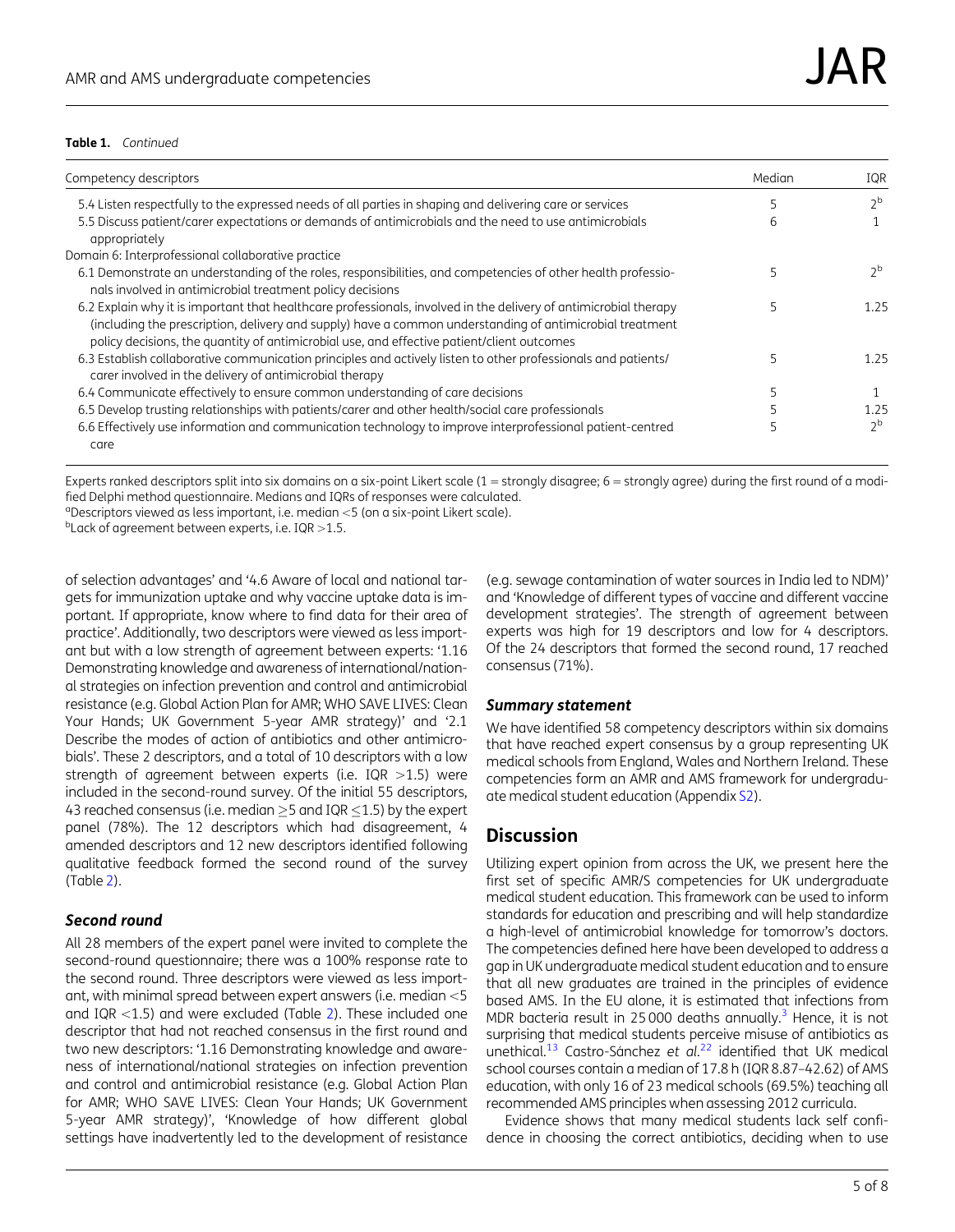**Table 1.** *Continued*

| Competency descriptors | Median | IQR |
|---|---|---|
| 5.4 Listen respectfully to the expressed needs of all parties in shaping and delivering care or services | 5 | 2[b] |
| 5.5 Discuss patient/carer expectations or demands of antimicrobials and the need to use antimicrobials appropriately | 6 | 1 |
| Domain 6: Interprofessional collaborative practice | | |
| 6.1 Demonstrate an understanding of the roles, responsibilities, and competencies of other health professionals involved in antimicrobial treatment policy decisions | 5 | 2[b] |
| 6.2 Explain why it is important that healthcare professionals, involved in the delivery of antimicrobial therapy (including the prescription, delivery and supply) have a common understanding of antimicrobial treatment policy decisions, the quantity of antimicrobial use, and effective patient/client outcomes | 5 | 1.25 |
| 6.3 Establish collaborative communication principles and actively listen to other professionals and patients/carer involved in the delivery of antimicrobial therapy | 5 | 1.25 |
| 6.4 Communicate effectively to ensure common understanding of care decisions | 5 | 1 |
| 6.5 Develop trusting relationships with patients/carer and other health/social care professionals | 5 | 1.25 |
| 6.6 Effectively use information and communication technology to improve interprofessional patient-centred care | 5 | 2[b] |

Experts ranked descriptors split into six domains on a six-point Likert scale (1 = strongly disagree; 6 = strongly agree) during the first round of a modified Delphi method questionnaire. Medians and IQRs of responses were calculated.
[a]Descriptors viewed as less important, i.e. median <5 (on a six-point Likert scale).
[b]Lack of agreement between experts, i.e. IQR >1.5.

of selection advantages' and '4.6 Aware of local and national targets for immunization uptake and why vaccine uptake data is important. If appropriate, know where to find data for their area of practice'. Additionally, two descriptors were viewed as less important but with a low strength of agreement between experts: '1.16 Demonstrating knowledge and awareness of international/national strategies on infection prevention and control and antimicrobial resistance (e.g. Global Action Plan for AMR; WHO SAVE LIVES: Clean Your Hands; UK Government 5-year AMR strategy)' and '2.1 Describe the modes of action of antibiotics and other antimicrobials'. These 2 descriptors, and a total of 10 descriptors with a low strength of agreement between experts (i.e. IQR >1.5) were included in the second-round survey. Of the initial 55 descriptors, 43 reached consensus (i.e. median ≥5 and IQR ≤1.5) by the expert panel (78%). The 12 descriptors which had disagreement, 4 amended descriptors and 12 new descriptors identified following qualitative feedback formed the second round of the survey (Table 2).

### *Second round*

All 28 members of the expert panel were invited to complete the second-round questionnaire; there was a 100% response rate to the second round. Three descriptors were viewed as less important, with minimal spread between expert answers (i.e. median <5 and IQR <1.5) and were excluded (Table 2). These included one descriptor that had not reached consensus in the first round and two new descriptors: '1.16 Demonstrating knowledge and awareness of international/national strategies on infection prevention and control and antimicrobial resistance (e.g. Global Action Plan for AMR; WHO SAVE LIVES: Clean Your Hands; UK Government 5-year AMR strategy)', 'Knowledge of how different global settings have inadvertently led to the development of resistance (e.g. sewage contamination of water sources in India led to NDM)' and 'Knowledge of different types of vaccine and different vaccine development strategies'. The strength of agreement between experts was high for 19 descriptors and low for 4 descriptors. Of the 24 descriptors that formed the second round, 17 reached consensus (71%).

### *Summary statement*

We have identified 58 competency descriptors within six domains that have reached expert consensus by a group representing UK medical schools from England, Wales and Northern Ireland. These competencies form an AMR and AMS framework for undergraduate medical student education (Appendix S2).

## Discussion

Utilizing expert opinion from across the UK, we present here the first set of specific AMR/S competencies for UK undergraduate medical student education. This framework can be used to inform standards for education and prescribing and will help standardize a high-level of antimicrobial knowledge for tomorrow's doctors. The competencies defined here have been developed to address a gap in UK undergraduate medical student education and to ensure that all new graduates are trained in the principles of evidence based AMS. In the EU alone, it is estimated that infections from MDR bacteria result in 25 000 deaths annually.[3] Hence, it is not surprising that medical students perceive misuse of antibiotics as unethical.[13] Castro-Sánchez *et al.*[22] identified that UK medical school courses contain a median of 17.8 h (IQR 8.87–42.62) of AMS education, with only 16 of 23 medical schools (69.5%) teaching all recommended AMS principles when assessing 2012 curricula.

Evidence shows that many medical students lack self confidence in choosing the correct antibiotics, deciding when to use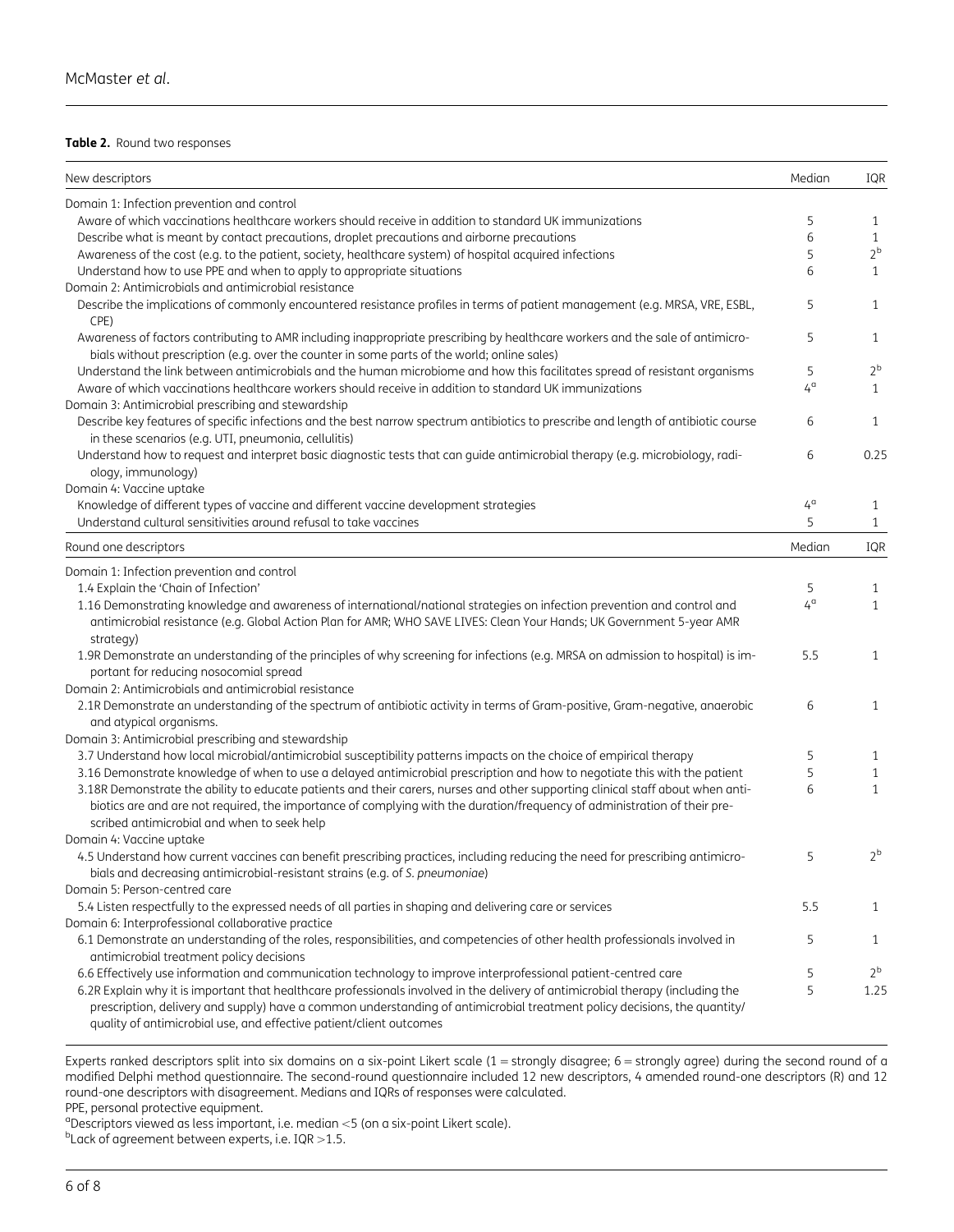**Table 2.** Round two responses

| New descriptors | Median | IQR |
|---|---|---|
| Domain 1: Infection prevention and control | | |
| Aware of which vaccinations healthcare workers should receive in addition to standard UK immunizations | 5 | 1 |
| Describe what is meant by contact precautions, droplet precautions and airborne precautions | 6 | 1 |
| Awareness of the cost (e.g. to the patient, society, healthcare system) of hospital acquired infections | 5 | 2[b] |
| Understand how to use PPE and when to apply to appropriate situations | 6 | 1 |
| Domain 2: Antimicrobials and antimicrobial resistance | | |
| Describe the implications of commonly encountered resistance profiles in terms of patient management (e.g. MRSA, VRE, ESBL, CPE) | 5 | 1 |
| Awareness of factors contributing to AMR including inappropriate prescribing by healthcare workers and the sale of antimicrobials without prescription (e.g. over the counter in some parts of the world; online sales) | 5 | 1 |
| Understand the link between antimicrobials and the human microbiome and how this facilitates spread of resistant organisms | 5 | 2[b] |
| Aware of which vaccinations healthcare workers should receive in addition to standard UK immunizations | 4[a] | 1 |
| Domain 3: Antimicrobial prescribing and stewardship | | |
| Describe key features of specific infections and the best narrow spectrum antibiotics to prescribe and length of antibiotic course in these scenarios (e.g. UTI, pneumonia, cellulitis) | 6 | 1 |
| Understand how to request and interpret basic diagnostic tests that can guide antimicrobial therapy (e.g. microbiology, radiology, immunology) | 6 | 0.25 |
| Domain 4: Vaccine uptake | | |
| Knowledge of different types of vaccine and different vaccine development strategies | 4[a] | 1 |
| Understand cultural sensitivities around refusal to take vaccines | 5 | 1 |
| **Round one descriptors** | **Median** | **IQR** |
| Domain 1: Infection prevention and control | | |
| 1.4 Explain the 'Chain of Infection' | 5 | 1 |
| 1.16 Demonstrating knowledge and awareness of international/national strategies on infection prevention and control and antimicrobial resistance (e.g. Global Action Plan for AMR; WHO SAVE LIVES: Clean Your Hands; UK Government 5-year AMR strategy) | 4[a] | 1 |
| 1.9R Demonstrate an understanding of the principles of why screening for infections (e.g. MRSA on admission to hospital) is important for reducing nosocomial spread | 5.5 | 1 |
| Domain 2: Antimicrobials and antimicrobial resistance | | |
| 2.1R Demonstrate an understanding of the spectrum of antibiotic activity in terms of Gram-positive, Gram-negative, anaerobic and atypical organisms. | 6 | 1 |
| Domain 3: Antimicrobial prescribing and stewardship | | |
| 3.7 Understand how local microbial/antimicrobial susceptibility patterns impacts on the choice of empirical therapy | 5 | 1 |
| 3.16 Demonstrate knowledge of when to use a delayed antimicrobial prescription and how to negotiate this with the patient | 5 | 1 |
| 3.18R Demonstrate the ability to educate patients and their carers, nurses and other supporting clinical staff about when antibiotics are and are not required, the importance of complying with the duration/frequency of administration of their prescribed antimicrobial and when to seek help | 6 | 1 |
| Domain 4: Vaccine uptake | | |
| 4.5 Understand how current vaccines can benefit prescribing practices, including reducing the need for prescribing antimicrobials and decreasing antimicrobial-resistant strains (e.g. of *S. pneumoniae*) | 5 | 2[b] |
| Domain 5: Person-centred care | | |
| 5.4 Listen respectfully to the expressed needs of all parties in shaping and delivering care or services | 5.5 | 1 |
| Domain 6: Interprofessional collaborative practice | | |
| 6.1 Demonstrate an understanding of the roles, responsibilities, and competencies of other health professionals involved in antimicrobial treatment policy decisions | 5 | 1 |
| 6.6 Effectively use information and communication technology to improve interprofessional patient-centred care | 5 | 2[b] |
| 6.2R Explain why it is important that healthcare professionals involved in the delivery of antimicrobial therapy (including the prescription, delivery and supply) have a common understanding of antimicrobial treatment policy decisions, the quantity/quality of antimicrobial use, and effective patient/client outcomes | 5 | 1.25 |

Experts ranked descriptors split into six domains on a six-point Likert scale (1 = strongly disagree; 6 = strongly agree) during the second round of a modified Delphi method questionnaire. The second-round questionnaire included 12 new descriptors, 4 amended round-one descriptors (R) and 12 round-one descriptors with disagreement. Medians and IQRs of responses were calculated.

PPE, personal protective equipment.

[a]Descriptors viewed as less important, i.e. median <5 (on a six-point Likert scale).

[b]Lack of agreement between experts, i.e. IQR >1.5.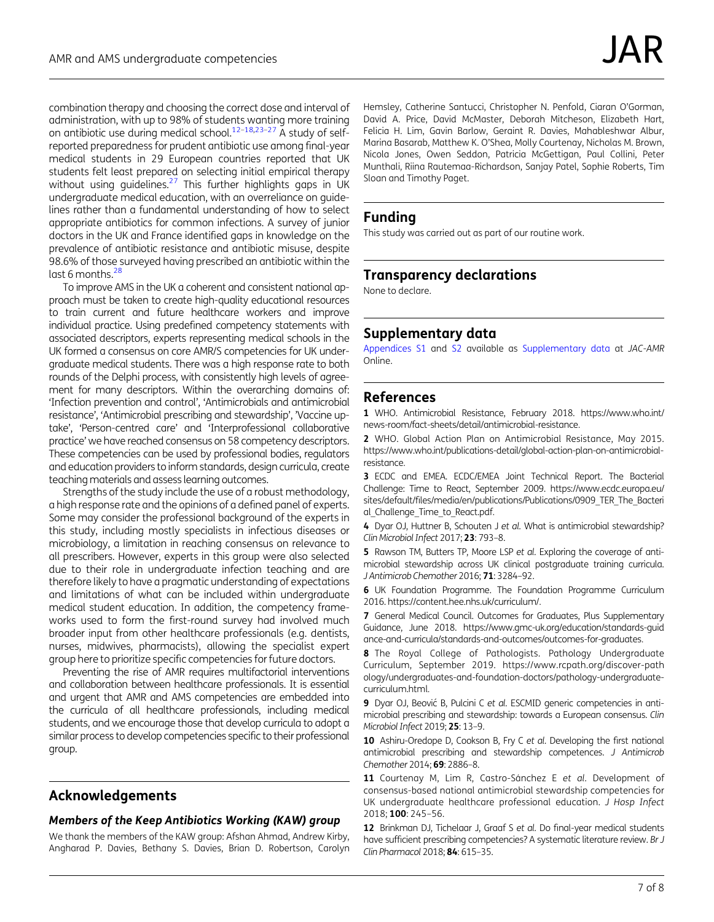combination therapy and choosing the correct dose and interval of administration, with up to 98% of students wanting more training on antibiotic use during medical school.[12–18,23–27] A study of self-reported preparedness for prudent antibiotic use among final-year medical students in 29 European countries reported that UK students felt least prepared on selecting initial empirical therapy without using guidelines.[27] This further highlights gaps in UK undergraduate medical education, with an overreliance on guidelines rather than a fundamental understanding of how to select appropriate antibiotics for common infections. A survey of junior doctors in the UK and France identified gaps in knowledge on the prevalence of antibiotic resistance and antibiotic misuse, despite 98.6% of those surveyed having prescribed an antibiotic within the last 6 months.[28]

To improve AMS in the UK a coherent and consistent national approach must be taken to create high-quality educational resources to train current and future healthcare workers and improve individual practice. Using predefined competency statements with associated descriptors, experts representing medical schools in the UK formed a consensus on core AMR/S competencies for UK undergraduate medical students. There was a high response rate to both rounds of the Delphi process, with consistently high levels of agreement for many descriptors. Within the overarching domains of: 'Infection prevention and control', 'Antimicrobials and antimicrobial resistance', 'Antimicrobial prescribing and stewardship', 'Vaccine uptake', 'Person-centred care' and 'Interprofessional collaborative practice' we have reached consensus on 58 competency descriptors. These competencies can be used by professional bodies, regulators and education providers to inform standards, design curricula, create teaching materials and assess learning outcomes.

Strengths of the study include the use of a robust methodology, a high response rate and the opinions of a defined panel of experts. Some may consider the professional background of the experts in this study, including mostly specialists in infectious diseases or microbiology, a limitation in reaching consensus on relevance to all prescribers. However, experts in this group were also selected due to their role in undergraduate infection teaching and are therefore likely to have a pragmatic understanding of expectations and limitations of what can be included within undergraduate medical student education. In addition, the competency frameworks used to form the first-round survey had involved much broader input from other healthcare professionals (e.g. dentists, nurses, midwives, pharmacists), allowing the specialist expert group here to prioritize specific competencies for future doctors.

Preventing the rise of AMR requires multifactorial interventions and collaboration between healthcare professionals. It is essential and urgent that AMR and AMS competencies are embedded into the curricula of all healthcare professionals, including medical students, and we encourage those that develop curricula to adopt a similar process to develop competencies specific to their professional group.

## Acknowledgements

### Members of the Keep Antibiotics Working (KAW) group

We thank the members of the KAW group: Afshan Ahmad, Andrew Kirby, Angharad P. Davies, Bethany S. Davies, Brian D. Robertson, Carolyn Hemsley, Catherine Santucci, Christopher N. Penfold, Ciaran O'Gorman, David A. Price, David McMaster, Deborah Mitcheson, Elizabeth Hart, Felicia H. Lim, Gavin Barlow, Geraint R. Davies, Mahableshwar Albur, Marina Basarab, Matthew K. O'Shea, Molly Courtenay, Nicholas M. Brown, Nicola Jones, Owen Seddon, Patricia McGettigan, Paul Collini, Peter Munthali, Riina Rautemaa-Richardson, Sanjay Patel, Sophie Roberts, Tim Sloan and Timothy Paget.

## Funding

This study was carried out as part of our routine work.

## Transparency declarations

None to declare.

## Supplementary data

Appendices S1 and S2 available as Supplementary data at *JAC-AMR* Online.

## References

**1** WHO. Antimicrobial Resistance, February 2018. https://www.who.int/news-room/fact-sheets/detail/antimicrobial-resistance.

**2** WHO. Global Action Plan on Antimicrobial Resistance, May 2015. https://www.who.int/publications-detail/global-action-plan-on-antimicrobial-resistance.

**3** ECDC and EMEA. ECDC/EMEA Joint Technical Report. The Bacterial Challenge: Time to React, September 2009. https://www.ecdc.europa.eu/sites/default/files/media/en/publications/Publications/0909_TER_The_Bacterial_Challenge_Time_to_React.pdf.

**4** Dyar OJ, Huttner B, Schouten J *et al.* What is antimicrobial stewardship? *Clin Microbiol Infect* 2017; **23**: 793–8.

**5** Rawson TM, Butters TP, Moore LSP *et al.* Exploring the coverage of antimicrobial stewardship across UK clinical postgraduate training curricula. *J Antimicrob Chemother* 2016; **71**: 3284–92.

**6** UK Foundation Programme. The Foundation Programme Curriculum 2016. https://content.hee.nhs.uk/curriculum/.

**7** General Medical Council. Outcomes for Graduates, Plus Supplementary Guidance, June 2018. https://www.gmc-uk.org/education/standards-guidance-and-curricula/standards-and-outcomes/outcomes-for-graduates.

**8** The Royal College of Pathologists. Pathology Undergraduate Curriculum, September 2019. https://www.rcpath.org/discover-pathology/undergraduates-and-foundation-doctors/pathology-undergraduate-curriculum.html.

**9** Dyar OJ, Beović B, Pulcini C *et al.* ESCMID generic competencies in antimicrobial prescribing and stewardship: towards a European consensus. *Clin Microbiol Infect* 2019; **25**: 13–9.

**10** Ashiru-Oredope D, Cookson B, Fry C *et al.* Developing the first national antimicrobial prescribing and stewardship competences. *J Antimicrob Chemother* 2014; **69**: 2886–8.

**11** Courtenay M, Lim R, Castro-Sánchez E *et al.* Development of consensus-based national antimicrobial stewardship competencies for UK undergraduate healthcare professional education. *J Hosp Infect* 2018; **100**: 245–56.

**12** Brinkman DJ, Tichelaar J, Graaf S *et al.* Do final-year medical students have sufficient prescribing competencies? A systematic literature review. *Br J Clin Pharmacol* 2018; **84**: 615–35.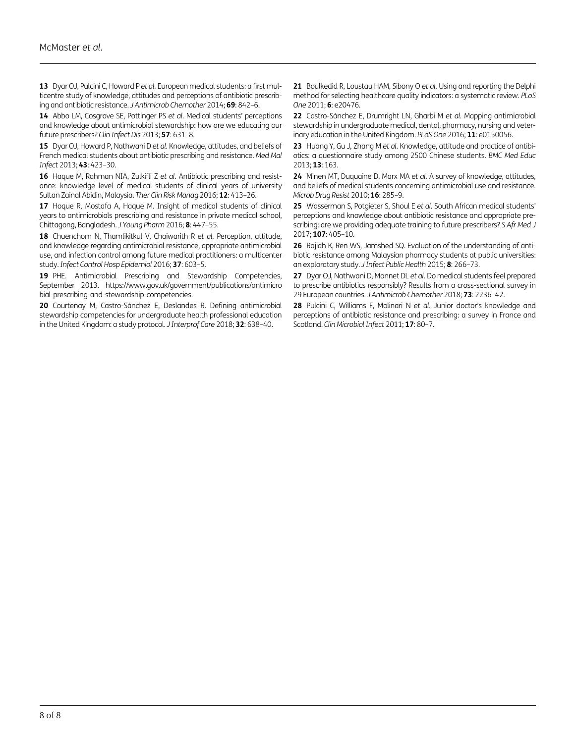**13** Dyar OJ, Pulcini C, Howard P *et al*. European medical students: a first multicentre study of knowledge, attitudes and perceptions of antibiotic prescribing and antibiotic resistance. *J Antimicrob Chemother* 2014; **69**: 842–6.

**14** Abbo LM, Cosgrove SE, Pottinger PS *et al*. Medical students' perceptions and knowledge about antimicrobial stewardship: how are we educating our future prescribers? *Clin Infect Dis* 2013; **57**: 631–8.

**15** Dyar OJ, Howard P, Nathwani D *et al*. Knowledge, attitudes, and beliefs of French medical students about antibiotic prescribing and resistance. *Med Mal Infect* 2013; **43**: 423–30.

**16** Haque M, Rahman NIA, Zulkifli Z *et al*. Antibiotic prescribing and resistance: knowledge level of medical students of clinical years of university Sultan Zainal Abidin, Malaysia. *Ther Clin Risk Manag* 2016; **12**: 413–26.

**17** Hoque R, Mostafa A, Haque M. Insight of medical students of clinical years to antimicrobials prescribing and resistance in private medical school, Chittagong, Bangladesh. *J Young Pharm* 2016; **8**: 447–55.

**18** Chuenchom N, Thamlikitkul V, Chaiwarith R *et al*. Perception, attitude, and knowledge regarding antimicrobial resistance, appropriate antimicrobial use, and infection control among future medical practitioners: a multicenter study. *Infect Control Hosp Epidemiol* 2016; **37**: 603–5.

**19** PHE. Antimicrobial Prescribing and Stewardship Competencies, September 2013. https://www.gov.uk/government/publications/antimicrobial-prescribing-and-stewardship-competencies.

**20** Courtenay M, Castro-Sánchez E, Deslandes R. Defining antimicrobial stewardship competencies for undergraduate health professional education in the United Kingdom: a study protocol. *J Interprof Care* 2018; **32**: 638–40.

**21** Boulkedid R, Loustau HAM, Sibony O *et al*. Using and reporting the Delphi method for selecting healthcare quality indicators: a systematic review. *PLoS One* 2011; **6**: e20476.

**22** Castro-Sánchez E, Drumright LN, Gharbi M *et al*. Mapping antimicrobial stewardship in undergraduate medical, dental, pharmacy, nursing and veterinary education in the United Kingdom. *PLoS One* 2016; **11**: e0150056.

**23** Huang Y, Gu J, Zhang M *et al*. Knowledge, attitude and practice of antibiotics: a questionnaire study among 2500 Chinese students. *BMC Med Educ* 2013; **13**: 163.

**24** Minen MT, Duquaine D, Marx MA *et al*. A survey of knowledge, attitudes, and beliefs of medical students concerning antimicrobial use and resistance. *Microb Drug Resist* 2010; **16**: 285–9.

**25** Wasserman S, Potgieter S, Shoul E *et al*. South African medical students' perceptions and knowledge about antibiotic resistance and appropriate prescribing: are we providing adequate training to future prescribers? *S Afr Med J* 2017; **107**: 405–10.

**26** Rajiah K, Ren WS, Jamshed SQ. Evaluation of the understanding of antibiotic resistance among Malaysian pharmacy students at public universities: an exploratory study. *J Infect Public Health* 2015; **8**: 266–73.

**27** Dyar OJ, Nathwani D, Monnet DL *et al*. Do medical students feel prepared to prescribe antibiotics responsibly? Results from a cross-sectional survey in 29 European countries. *J Antimicrob Chemother* 2018; **73**: 2236–42.

**28** Pulcini C, Williams F, Molinari N *et al*. Junior doctor's knowledge and perceptions of antibiotic resistance and prescribing: a survey in France and Scotland. *Clin Microbiol Infect* 2011; **17**: 80–7.